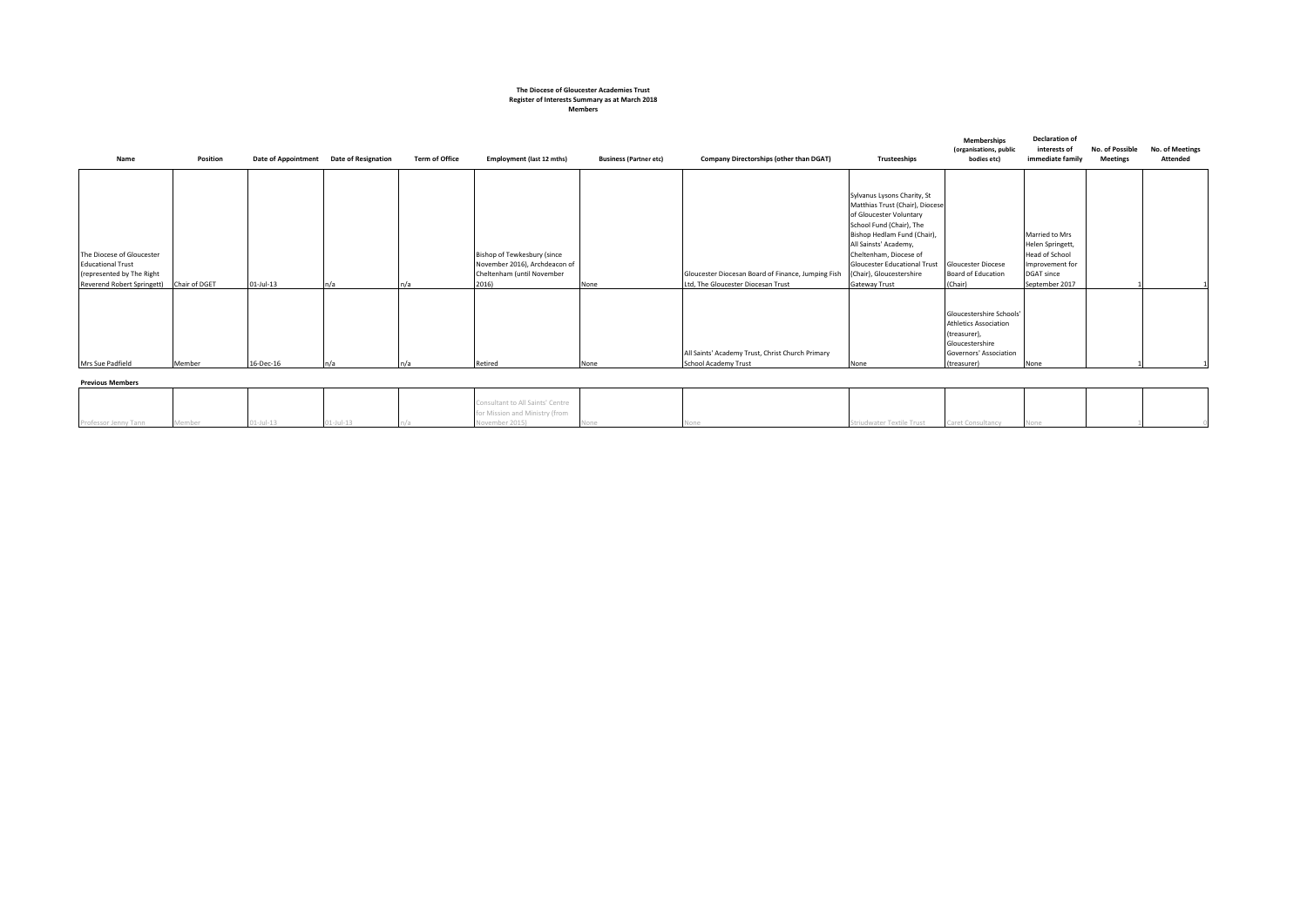**The Diocese of Gloucester Academies Trust**
**Register of Interests Summary as at March 2018**
**Members**

| Name | Position | Date of Appointment | Date of Resignation | Term of Office | Employment (last 12 mths) | Business (Partner etc) | Company Directorships (other than DGAT) | Trusteeships | Memberships (organisations, public bodies etc) | Declaration of interests of immediate family | No. of Possible Meetings | No. of Meetings Attended |
|---|---|---|---|---|---|---|---|---|---|---|---|---|
| The Diocese of Gloucester Educational Trust (represented by The Right Reverend Robert Springett) | Chair of DGET | 01-Jul-13 | n/a | n/a | Bishop of Tewkesbury (since November 2016), Archdeacon of Cheltenham (until November 2016) | None | Gloucester Diocesan Board of Finance, Jumping Fish Ltd, The Gloucester Diocesan Trust | Sylvanus Lysons Charity, St Matthias Trust (Chair), Diocese of Gloucester Voluntary School Fund (Chair), The Bishop Hedlam Fund (Chair), All Sainsts' Academy, Cheltenham, Diocese of Gloucester Educational Trust (Chair), Gloucestershire Gateway Trust | Gloucester Diocese Board of Education (Chair) | Married to Mrs Helen Springett, Head of School Improvement for DGAT since September 2017 | 1 | 1 |
| Mrs Sue Padfield | Member | 16-Dec-16 | n/a | n/a | Retired | None | All Saints' Academy Trust, Christ Church Primary School Academy Trust | None | Gloucestershire Schools' Athletics Association (treasurer), Gloucestershire Governors' Association (treasurer) | None | 1 | 1 |
| **Previous Members** | | | | | | | | | | | | |
| Professor Jenny Tann | Member | 01-Jul-13 | 01-Jul-13 | n/a | Consultant to All Saints' Centre for Mission and Ministry (from November 2015) | None | None | Striudwater Textile Trust | Caret Consultancy | None | 1 | 0 |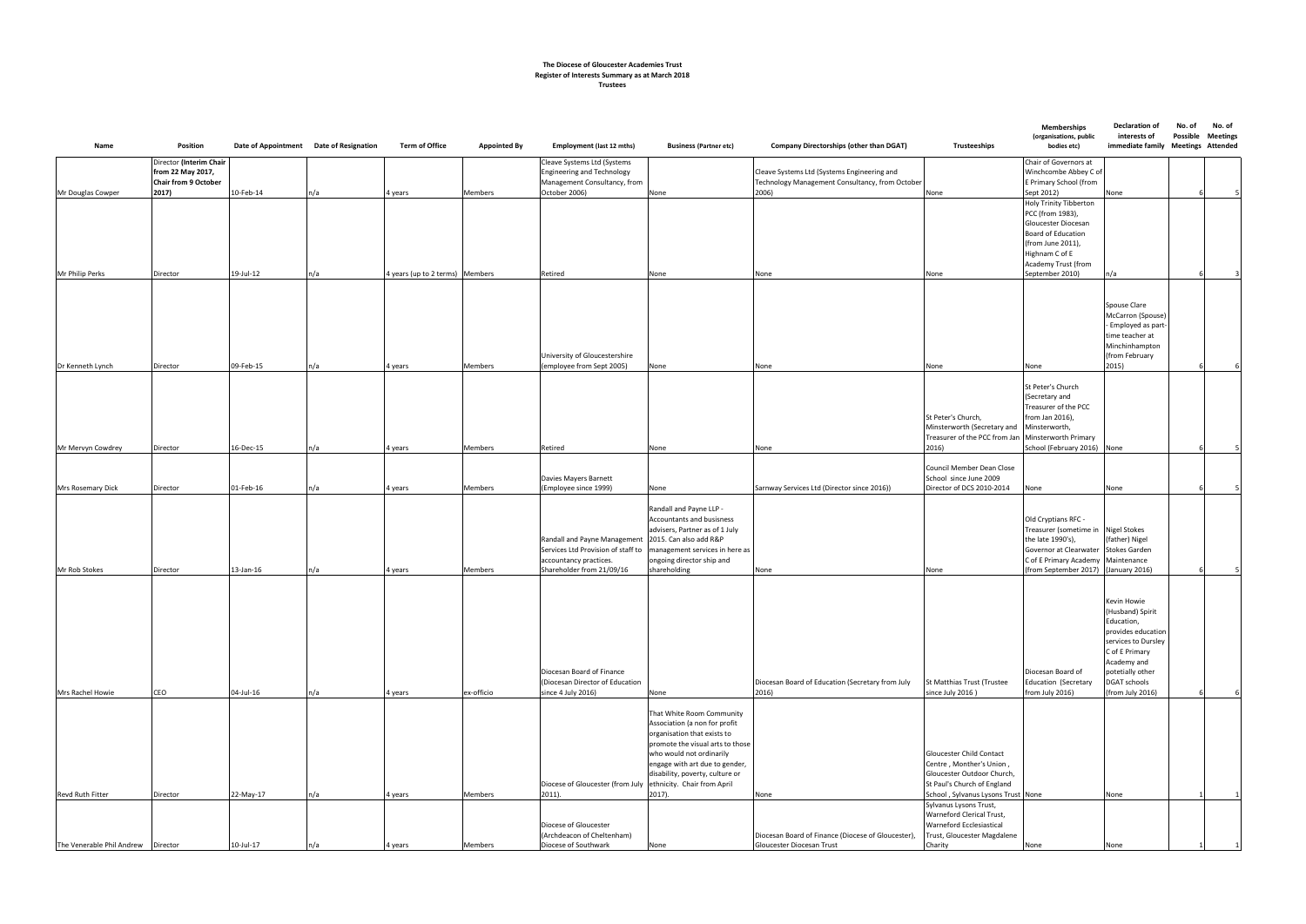**The Diocese of Gloucester Academies Trust**
**Register of Interests Summary as at March 2018**
**Trustees**

| Name | Position | Date of Appointment | Date of Resignation | Term of Office | Appointed By | Employment (last 12 mths) | Business (Partner etc) | Company Directorships (other than DGAT) | Trusteeships | Memberships (organisations, public bodies etc) | Declaration of interests of immediate family | No. of Possible Meetings | No. of Meetings Attended |
|---|---|---|---|---|---|---|---|---|---|---|---|---|---|
| Mr Douglas Cowper | Director **(Interim Chair from 22 May 2017, Chair from 9 October 2017)** | 10-Feb-14 | n/a | 4 years | Members | Cleave Systems Ltd (Systems Engineering and Technology Management Consultancy, from October 2006) | None | Cleave Systems Ltd (Systems Engineering and Technology Management Consultancy, from October 2006) | None | Chair of Governors at Winchcombe Abbey C of E Primary School (from Sept 2012) | None | 6 | 5 |
| Mr Philip Perks | Director | 19-Jul-12 | n/a | 4 years (up to 2 terms) | Members | Retired | None | None | None | Holy Trinity Tibberton PCC (from 1983), Gloucester Diocesan Board of Education (from June 2011), Highnam C of E Academy Trust (from September 2010) | n/a | 6 | 3 |
| Dr Kenneth Lynch | Director | 09-Feb-15 | n/a | 4 years | Members | University of Gloucestershire (employee from Sept 2005) | None | None | None | None | Spouse Clare McCarron (Spouse) - Employed as part-time teacher at Minchinhampton (from February 2015) | 6 | 6 |
| Mr Mervyn Cowdrey | Director | 16-Dec-15 | n/a | 4 years | Members | Retired | None | None | St Peter's Church, Minsterworth (Secretary and Treasurer of the PCC from Jan 2016) | St Peter's Church (Secretary and Treasurer of the PCC from Jan 2016), Minsterworth, Minsterworth Primary School (February 2016) | None | 6 | 5 |
| Mrs Rosemary Dick | Director | 01-Feb-16 | n/a | 4 years | Members | Davies Mayers Barnett (Employee since 1999) | None | Sarnway Services Ltd (Director since 2016)) | Council Member Dean Close School since June 2009 Director of DCS 2010-2014 | None | None | 6 | 5 |
| Mr Rob Stokes | Director | 13-Jan-16 | n/a | 4 years | Members | Randall and Payne Management Services Ltd Provision of staff to accountancy practices. Shareholder from 21/09/16 | Randall and Payne LLP - Accountants and busisness advisers, Partner as of 1 July 2015. Can also add R&P management services in here as ongoing director ship and shareholding | None | None | Old Cryptians RFC - Treasurer (sometime in the late 1990's), Governor at Clearwater C of E Primary Academy (from September 2017) | Nigel Stokes (father) Nigel Stokes Garden Maintenance (January 2016) | 6 | 5 |
| Mrs Rachel Howie | CEO | 04-Jul-16 | n/a | 4 years | ex-officio | Diocesan Board of Finance (Diocesan Director of Education since 4 July 2016) | None | Diocesan Board of Education (Secretary from July 2016) | St Matthias Trust (Trustee since July 2016 ) | Diocesan Board of Education (Secretary from July 2016) | Kevin Howie (Husband) Spirit Education, provides education services to Dursley C of E Primary Academy and potetially other DGAT schools (from July 2016) | 6 | 6 |
| Revd Ruth Fitter | Director | 22-May-17 | n/a | 4 years | Members | Diocese of Gloucester (from July 2011). | That White Room Community Association (a non for profit organisation that exists to promote the visual arts to those who would not ordinarily engage with art due to gender, disability, poverty, culture or ethnicity. Chair from April 2017). | None | Gloucester Child Contact Centre , Monther's Union , Gloucester Outdoor Church, St Paul's Church of England School , Sylvanus Lysons Trust | None | None | 1 | 1 |
| The Venerable Phil Andrew | Director | 10-Jul-17 | n/a | 4 years | Members | Diocese of Gloucester (Archdeacon of Cheltenham) Diocese of Southwark | None | Diocesan Board of Finance (Diocese of Gloucester), Gloucester Diocesan Trust | Sylvanus Lysons Trust, Warneford Clerical Trust, Warneford Ecclesiastical Trust, Gloucester Magdalene Charity | None | None | 1 | 1 |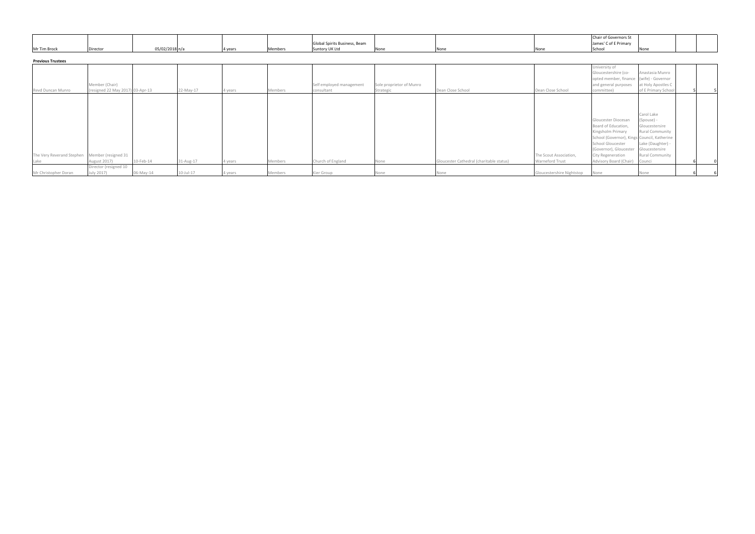| | | | | | | | | | | | | | |
|---|---|---|---|---|---|---|---|---|---|---|---|---|---|
| Mr Tim Brock | Director | 05/02/2018 | n/a | 4 years | Members | Global Spirits Business, Beam Suntory UK Ltd | None | None | None | Chair of Governors St James' C of E Primary School | None | | |

**Previous Trustees**

| | | | | | | | | | | | | | |
|---|---|---|---|---|---|---|---|---|---|---|---|---|---|
| Revd Duncan Munro | Member (Chair) (resigned 22 May 2017) | 03-Apr-13 | 22-May-17 | 4 years | Members | Self employed management consultant | Sole proprietor of Munro Strategic | Dean Close School | Dean Close School | University of Gloucestershire (co-opted member, finance and general purposes committee) | Anastasia Munro (wife) - Governor at Holy Apostles C of E Primary School | 5 | 5 |
| The Very Reverand Stephen Lake | Member (resigned 31 August 2017) | 10-Feb-14 | 31-Aug-17 | 4 years | Members | Church of England | None | Gloucester Cathedral (charitable status) | The Scout Association, Warneford Trust | Gloucester Diocesan Board of Education, Kingsholm Primary School (Governor), Kings School Gloucester (Governor), Gloucester City Regeneration Advisory Board (Chair) | Carol Lake (Spouse) - Gloucestersire Rural Community Council, Katherine Lake (Daughter) - Gloucestersire Rural Community Counci | 6 | 0 |
| Mr Christopher Doran | Director (resigned 10 July 2017) | 06-May-14 | 10-Jul-17 | 4 years | Members | Kier Group | None | None | Gloucestershire Nightstop | None | None | 6 | 6 |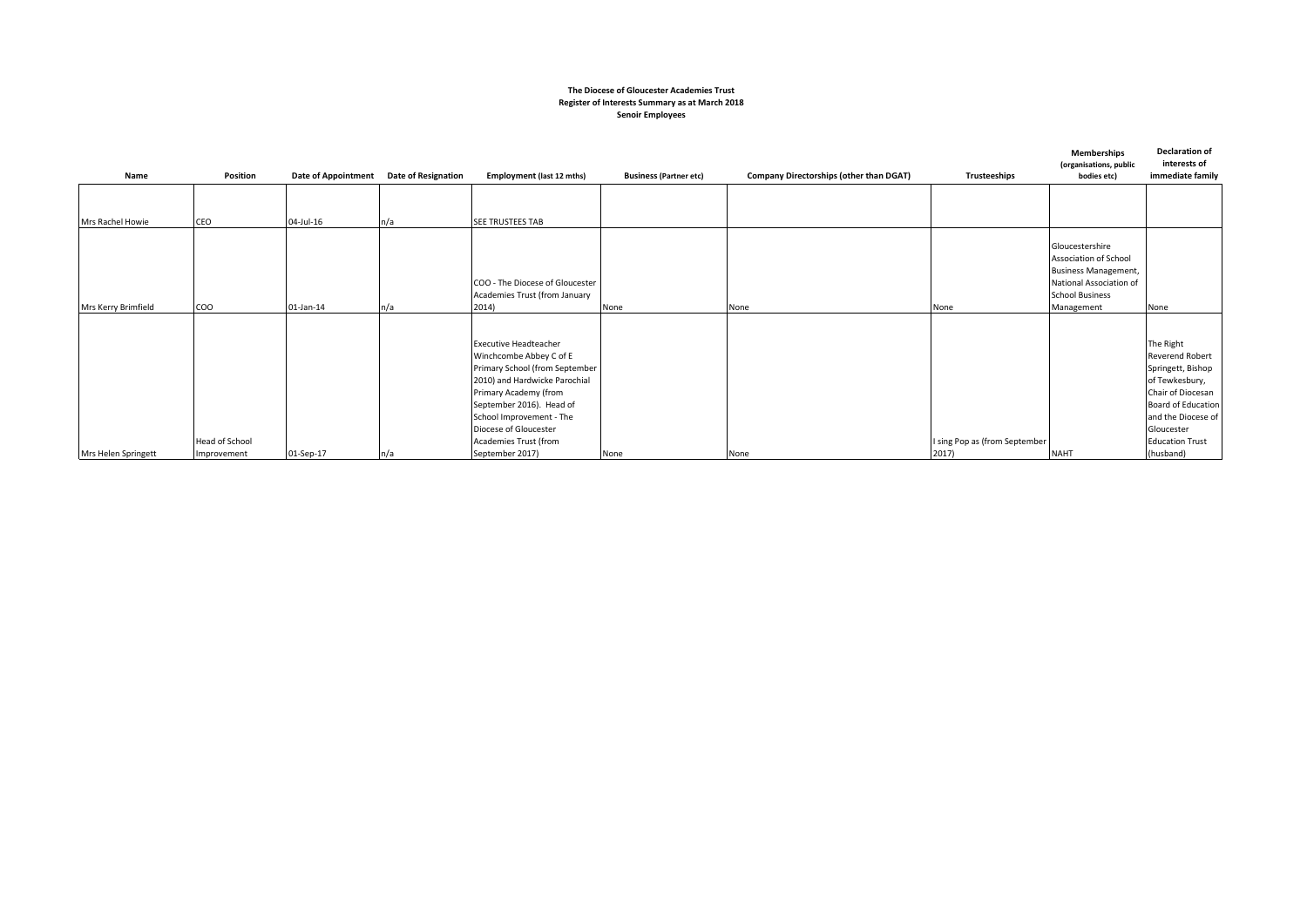**The Diocese of Gloucester Academies Trust**
**Register of Interests Summary as at March 2018**
**Senoir Employees**

| Name | Position | Date of Appointment | Date of Resignation | Employment (last 12 mths) | Business (Partner etc) | Company Directorships (other than DGAT) | Trusteeships | Memberships (organisations, public bodies etc) | Declaration of interests of immediate family |
|---|---|---|---|---|---|---|---|---|---|
| Mrs Rachel Howie | CEO | 04-Jul-16 | n/a | SEE TRUSTEES TAB | | | | | |
| Mrs Kerry Brimfield | COO | 01-Jan-14 | n/a | COO - The Diocese of Gloucester Academies Trust (from January 2014) | None | None | None | Gloucestershire Association of School Business Management, National Association of School Business Management | None |
| Mrs Helen Springett | Head of School Improvement | 01-Sep-17 | n/a | Executive Headteacher Winchcombe Abbey C of E Primary School (from September 2010) and Hardwicke Parochial Primary Academy (from September 2016). Head of School Improvement - The Diocese of Gloucester Academies Trust (from September 2017) | None | None | I sing Pop as (from September 2017) | NAHT | The Right Reverend Robert Springett, Bishop of Tewkesbury, Chair of Diocesan Board of Education and the Diocese of Gloucester Education Trust (husband) |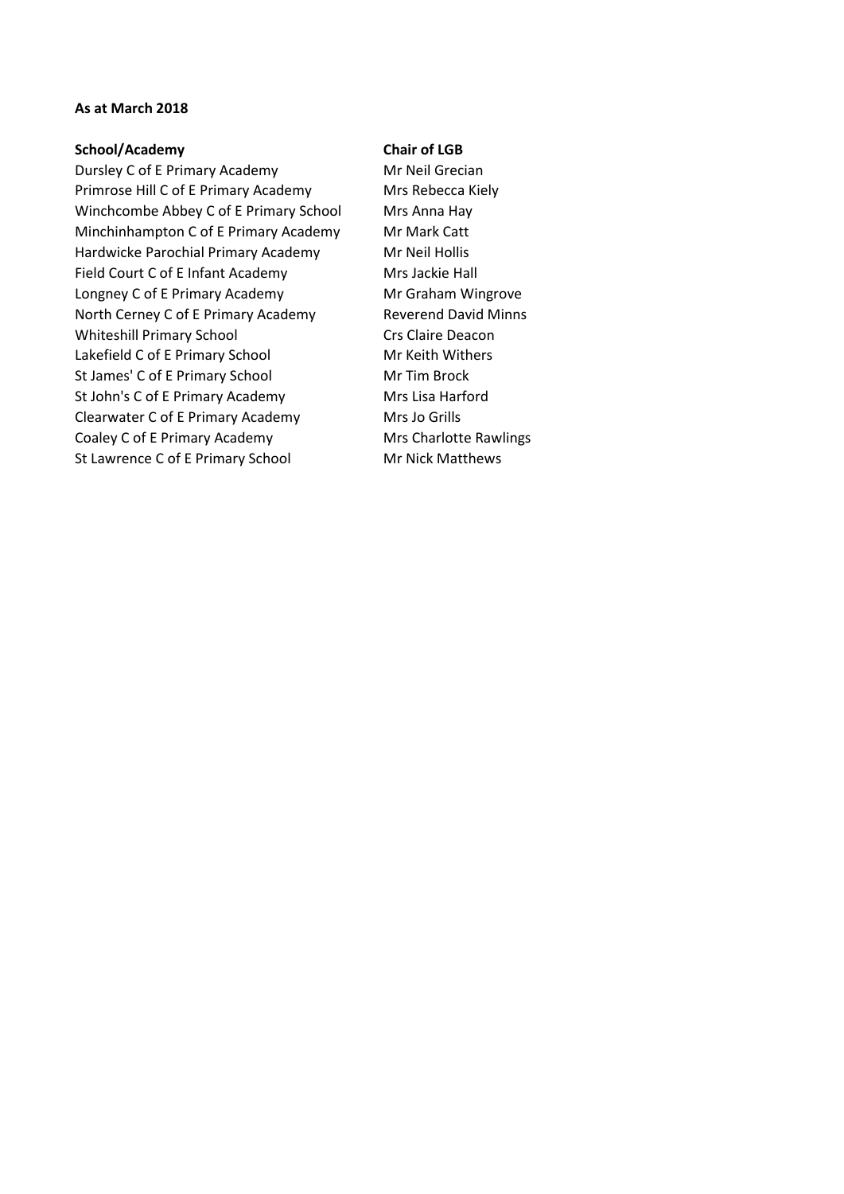**As at March 2018**

| **School/Academy** | **Chair of LGB** |
| --- | --- |
| Dursley C of E Primary Academy | Mr Neil Grecian |
| Primrose Hill C of E Primary Academy | Mrs Rebecca Kiely |
| Winchcombe Abbey C of E Primary School | Mrs Anna Hay |
| Minchinhampton C of E Primary Academy | Mr Mark Catt |
| Hardwicke Parochial Primary Academy | Mr Neil Hollis |
| Field Court C of E Infant Academy | Mrs Jackie Hall |
| Longney C of E Primary Academy | Mr Graham Wingrove |
| North Cerney C of E Primary Academy | Reverend David Minns |
| Whiteshill Primary School | Crs Claire Deacon |
| Lakefield C of E Primary School | Mr Keith Withers |
| St James' C of E Primary School | Mr Tim Brock |
| St John's C of E Primary Academy | Mrs Lisa Harford |
| Clearwater C of E Primary Academy | Mrs Jo Grills |
| Coaley C of E Primary Academy | Mrs Charlotte Rawlings |
| St Lawrence C of E Primary School | Mr Nick Matthews |